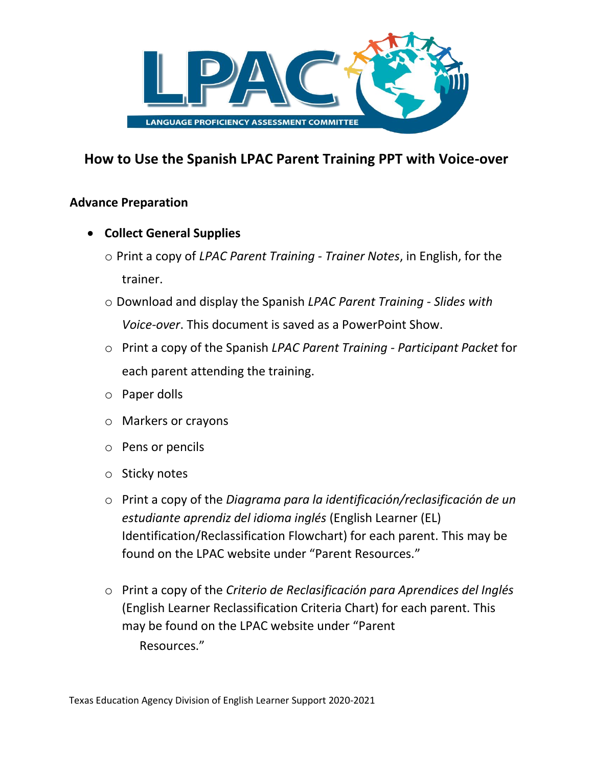# How to Use the Spanish LPAC Parent Training PPT with Voice-over

## Advance Preparation

- **Collect General Supplies**
  - Print a copy of *LPAC Parent Training - Trainer Notes*, in English, for the trainer.
  - Download and display the Spanish *LPAC Parent Training - Slides with Voice-over*. This document is saved as a PowerPoint Show.
  - Print a copy of the Spanish *LPAC Parent Training - Participant Packet* for each parent attending the training.
  - Paper dolls
  - Markers or crayons
  - Pens or pencils
  - Sticky notes
  - Print a copy of the *Diagrama para la identificación/reclasificación de un estudiante aprendiz del idioma inglés* (English Learner (EL) Identification/Reclassification Flowchart) for each parent. This may be found on the LPAC website under "Parent Resources."
  - Print a copy of the *Criterio de Reclasificación para Aprendices del Inglés* (English Learner Reclassification Criteria Chart) for each parent. This may be found on the LPAC website under "Parent Resources."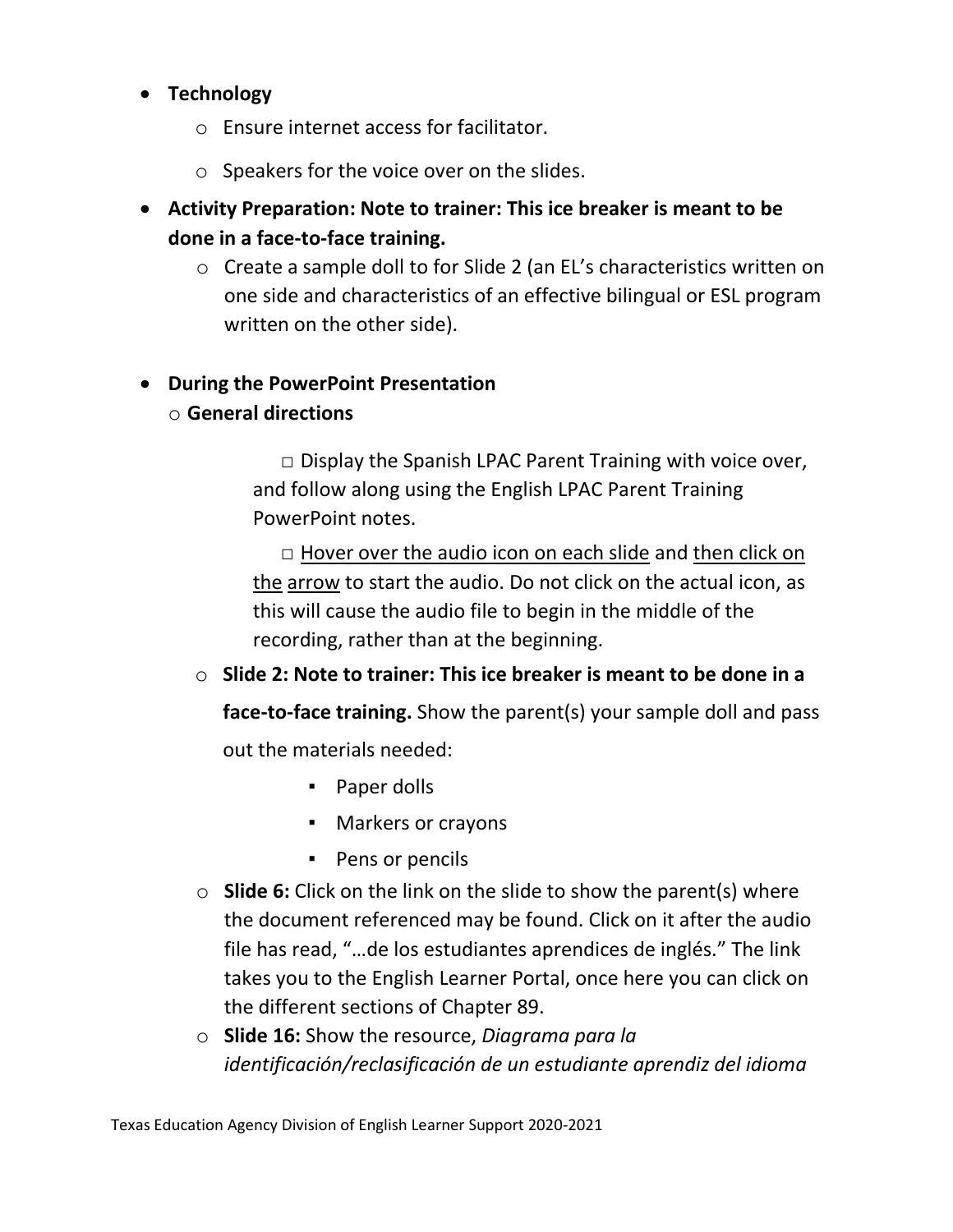- **Technology**
  - Ensure internet access for facilitator.
  - Speakers for the voice over on the slides.
- **Activity Preparation: Note to trainer: This ice breaker is meant to be done in a face-to-face training.**
  - Create a sample doll to for Slide 2 (an EL's characteristics written on one side and characteristics of an effective bilingual or ESL program written on the other side).

- **During the PowerPoint Presentation**
  - **General directions**
    - □ Display the Spanish LPAC Parent Training with voice over, and follow along using the English LPAC Parent Training PowerPoint notes.
    - □ Hover over the audio icon on each slide and then click on the arrow to start the audio. Do not click on the actual icon, as this will cause the audio file to begin in the middle of the recording, rather than at the beginning.
  - **Slide 2: Note to trainer: This ice breaker is meant to be done in a face-to-face training.** Show the parent(s) your sample doll and pass out the materials needed:
    - Paper dolls
    - Markers or crayons
    - Pens or pencils
  - **Slide 6:** Click on the link on the slide to show the parent(s) where the document referenced may be found. Click on it after the audio file has read, "…de los estudiantes aprendices de inglés." The link takes you to the English Learner Portal, once here you can click on the different sections of Chapter 89.
  - **Slide 16:** Show the resource, *Diagrama para la identificación/reclasificación de un estudiante aprendiz del idioma*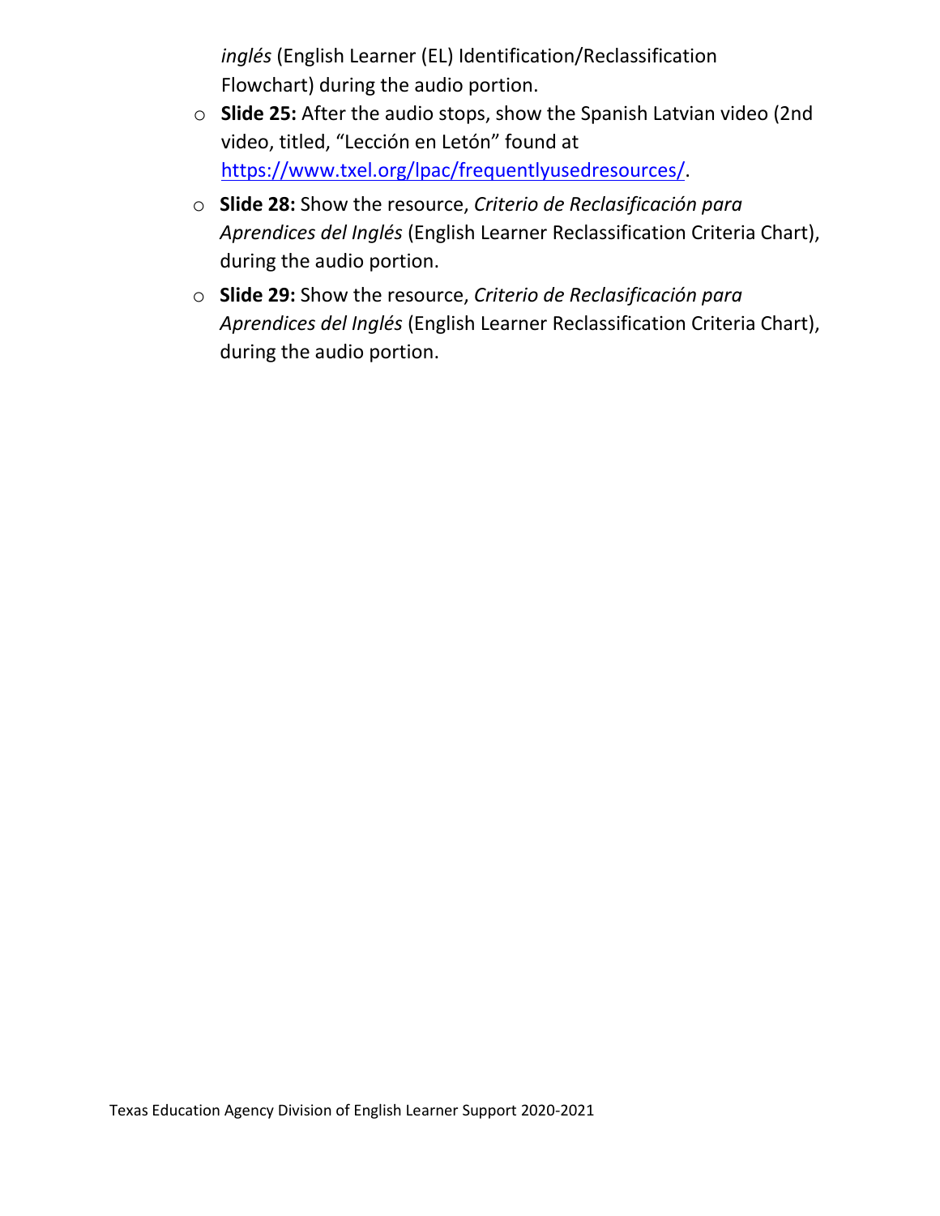*inglés* (English Learner (EL) Identification/Reclassification Flowchart) during the audio portion.

- **Slide 25:** After the audio stops, show the Spanish Latvian video (2nd video, titled, "Lección en Letón" found at https://www.txel.org/lpac/frequentlyusedresources/.
- **Slide 28:** Show the resource, *Criterio de Reclasificación para Aprendices del Inglés* (English Learner Reclassification Criteria Chart), during the audio portion.
- **Slide 29:** Show the resource, *Criterio de Reclasificación para Aprendices del Inglés* (English Learner Reclassification Criteria Chart), during the audio portion.